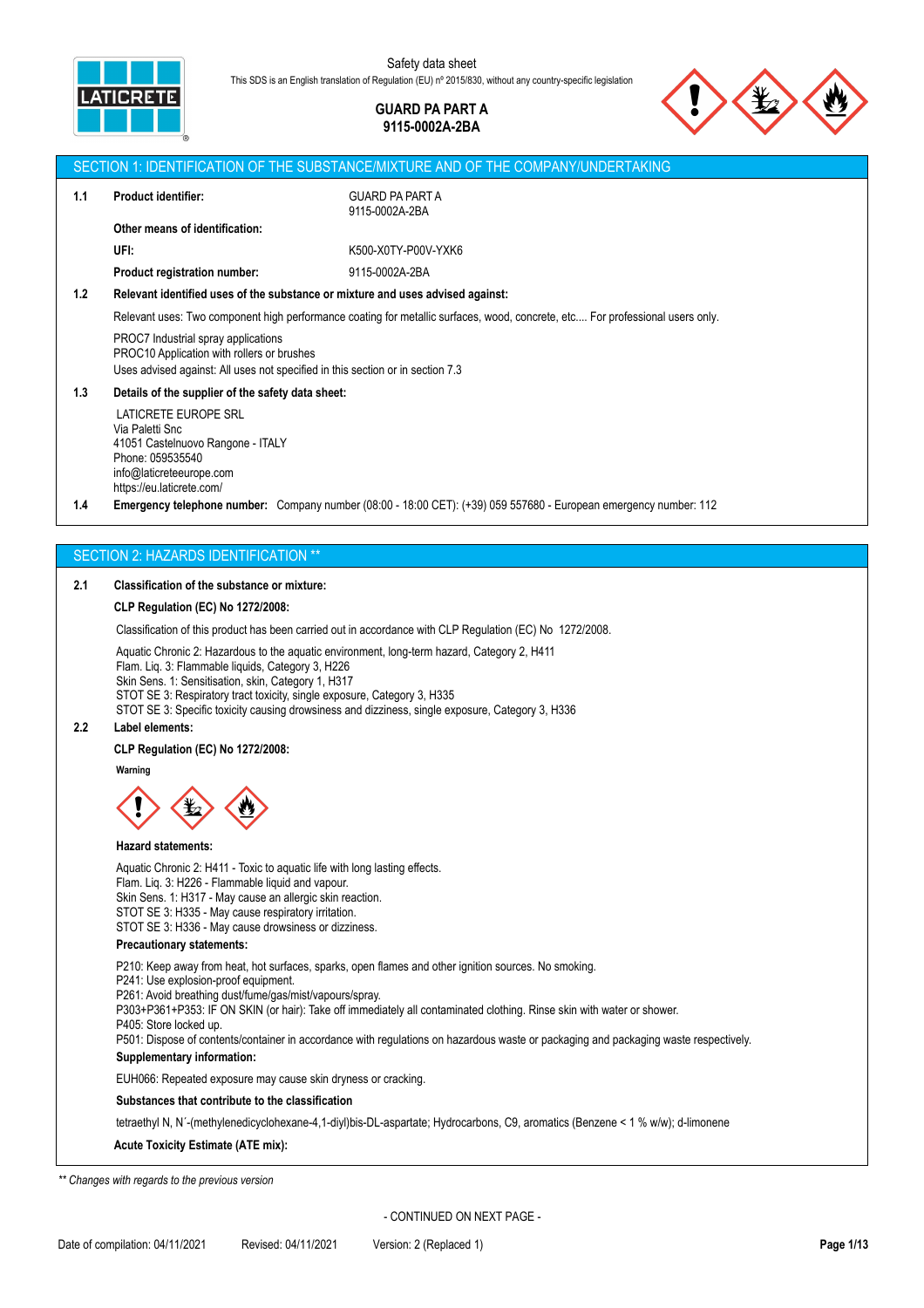Safety data sheet

This SDS is an English translation of Regulation (EU) nº 2015/830, without any country-specific legislation

**GUARD PA PART A**
**9115-0002A-2BA**

## SECTION 1: IDENTIFICATION OF THE SUBSTANCE/MIXTURE AND OF THE COMPANY/UNDERTAKING

**1.1 Product identifier:** GUARD PA PART A 9115-0002A-2BA

**Other means of identification:**

**UFI:** K500-X0TY-P00V-YXK6

**Product registration number:** 9115-0002A-2BA

**1.2 Relevant identified uses of the substance or mixture and uses advised against:**

Relevant uses: Two component high performance coating for metallic surfaces, wood, concrete, etc.... For professional users only.

PROC7 Industrial spray applications
PROC10 Application with rollers or brushes
Uses advised against: All uses not specified in this section or in section 7.3

**1.3 Details of the supplier of the safety data sheet:**

LATICRETE EUROPE SRL
Via Paletti Snc
41051 Castelnuovo Rangone - ITALY
Phone: 059535540
info@laticreteeurope.com
https://eu.laticrete.com/

**1.4 Emergency telephone number:** Company number (08:00 - 18:00 CET): (+39) 059 557680 - European emergency number: 112

## SECTION 2: HAZARDS IDENTIFICATION **

**2.1 Classification of the substance or mixture:**

**CLP Regulation (EC) No 1272/2008:**

Classification of this product has been carried out in accordance with CLP Regulation (EC) No 1272/2008.

Aquatic Chronic 2: Hazardous to the aquatic environment, long-term hazard, Category 2, H411
Flam. Liq. 3: Flammable liquids, Category 3, H226
Skin Sens. 1: Sensitisation, skin, Category 1, H317
STOT SE 3: Respiratory tract toxicity, single exposure, Category 3, H335
STOT SE 3: Specific toxicity causing drowsiness and dizziness, single exposure, Category 3, H336

**2.2 Label elements:**

**CLP Regulation (EC) No 1272/2008:**

**Warning**

**Hazard statements:**

Aquatic Chronic 2: H411 - Toxic to aquatic life with long lasting effects.
Flam. Liq. 3: H226 - Flammable liquid and vapour.
Skin Sens. 1: H317 - May cause an allergic skin reaction.
STOT SE 3: H335 - May cause respiratory irritation.
STOT SE 3: H336 - May cause drowsiness or dizziness.

**Precautionary statements:**

P210: Keep away from heat, hot surfaces, sparks, open flames and other ignition sources. No smoking.
P241: Use explosion-proof equipment.
P261: Avoid breathing dust/fume/gas/mist/vapours/spray.
P303+P361+P353: IF ON SKIN (or hair): Take off immediately all contaminated clothing. Rinse skin with water or shower.
P405: Store locked up.
P501: Dispose of contents/container in accordance with regulations on hazardous waste or packaging and packaging waste respectively.

**Supplementary information:**

EUH066: Repeated exposure may cause skin dryness or cracking.

**Substances that contribute to the classification**

tetraethyl N, N´-(methylenedicyclohexane-4,1-diyl)bis-DL-aspartate; Hydrocarbons, C9, aromatics (Benzene < 1 % w/w); d-limonene

**Acute Toxicity Estimate (ATE mix):**

*** Changes with regards to the previous version*

- CONTINUED ON NEXT PAGE -

Date of compilation: 04/11/2021 Revised: 04/11/2021 Version: 2 (Replaced 1)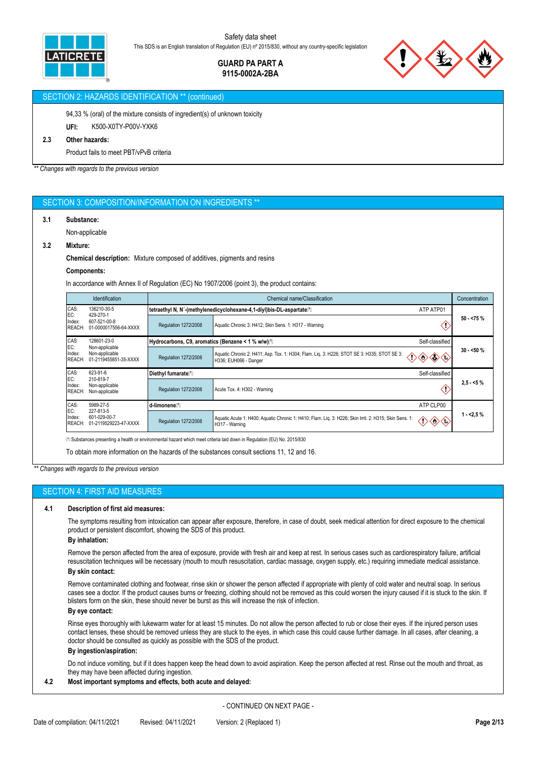## SECTION 2: HAZARDS IDENTIFICATION ** (continued)

94,33 % (oral) of the mixture consists of ingredient(s) of unknown toxicity

**UFI:** K500-X0TY-P00V-YXK6

**2.3 Other hazards:**

Product fails to meet PBT/vPvB criteria

*** Changes with regards to the previous version*

## SECTION 3: COMPOSITION/INFORMATION ON INGREDIENTS **

**3.1 Substance:**

Non-applicable

**3.2 Mixture:**

**Chemical description:** Mixture composed of additives, pigments and resins

**Components:**

In accordance with Annex II of Regulation (EC) No 1907/2006 (point 3), the product contains:

| Identification | Chemical name/Classification | | | Concentration |
|---|---|---|---|---|
| CAS: 136210-30-5<br>EC: 429-270-1<br>Index: 607-521-00-8<br>REACH: 01-0000017556-64-XXXX | tetraethyl N, N´-(methylenedicyclohexane-4,1-diyl)bis-DL-aspartate⁽¹⁾ | | ATP ATP01 | 50 - <75 % |
| | Regulation 1272/2008 | Aquatic Chronic 3: H412; Skin Sens. 1: H317 - Warning | | |
| CAS: 128601-23-0<br>EC: Non-applicable<br>Index: Non-applicable<br>REACH: 01-2119455851-35-XXXX | Hydrocarbons, C9, aromatics (Benzene < 1 % w/w)⁽¹⁾ | | Self-classified | 30 - <50 % |
| | Regulation 1272/2008 | Aquatic Chronic 2: H411; Asp. Tox. 1: H304; Flam. Liq. 3: H226; STOT SE 3: H335; STOT SE 3: H336; EUH066 - Danger | | |
| CAS: 623-91-6<br>EC: 210-819-7<br>Index: Non-applicable<br>REACH: Non-applicable | Diethyl fumarate⁽¹⁾ | | Self-classified | 2,5 - <5 % |
| | Regulation 1272/2008 | Acute Tox. 4: H302 - Warning | | |
| CAS: 5989-27-5<br>EC: 227-813-5<br>Index: 601-029-00-7<br>REACH: 01-2119529223-47-XXXX | d-limonene⁽¹⁾ | | ATP CLP00 | 1 - <2,5 % |
| | Regulation 1272/2008 | Aquatic Acute 1: H400; Aquatic Chronic 1: H410; Flam. Liq. 3: H226; Skin Irrit. 2: H315; Skin Sens. 1: H317 - Warning | | |

⁽¹⁾ Substances presenting a health or environmental hazard which meet criteria laid down in Regulation (EU) No. 2015/830

To obtain more information on the hazards of the substances consult sections 11, 12 and 16.

*** Changes with regards to the previous version*

## SECTION 4: FIRST AID MEASURES

**4.1 Description of first aid measures:**

The symptoms resulting from intoxication can appear after exposure, therefore, in case of doubt, seek medical attention for direct exposure to the chemical product or persistent discomfort, showing the SDS of this product.

**By inhalation:**

Remove the person affected from the area of exposure, provide with fresh air and keep at rest. In serious cases such as cardiorespiratory failure, artificial resuscitation techniques will be necessary (mouth to mouth resuscitation, cardiac massage, oxygen supply, etc.) requiring immediate medical assistance.

**By skin contact:**

Remove contaminated clothing and footwear, rinse skin or shower the person affected if appropriate with plenty of cold water and neutral soap. In serious cases see a doctor. If the product causes burns or freezing, clothing should not be removed as this could worsen the injury caused if it is stuck to the skin. If blisters form on the skin, these should never be burst as this will increase the risk of infection.

**By eye contact:**

Rinse eyes thoroughly with lukewarm water for at least 15 minutes. Do not allow the person affected to rub or close their eyes. If the injured person uses contact lenses, these should be removed unless they are stuck to the eyes, in which case this could cause further damage. In all cases, after cleaning, a doctor should be consulted as quickly as possible with the SDS of the product.

**By ingestion/aspiration:**

Do not induce vomiting, but if it does happen keep the head down to avoid aspiration. Keep the person affected at rest. Rinse out the mouth and throat, as they may have been affected during ingestion.

**4.2 Most important symptoms and effects, both acute and delayed:**

- CONTINUED ON NEXT PAGE -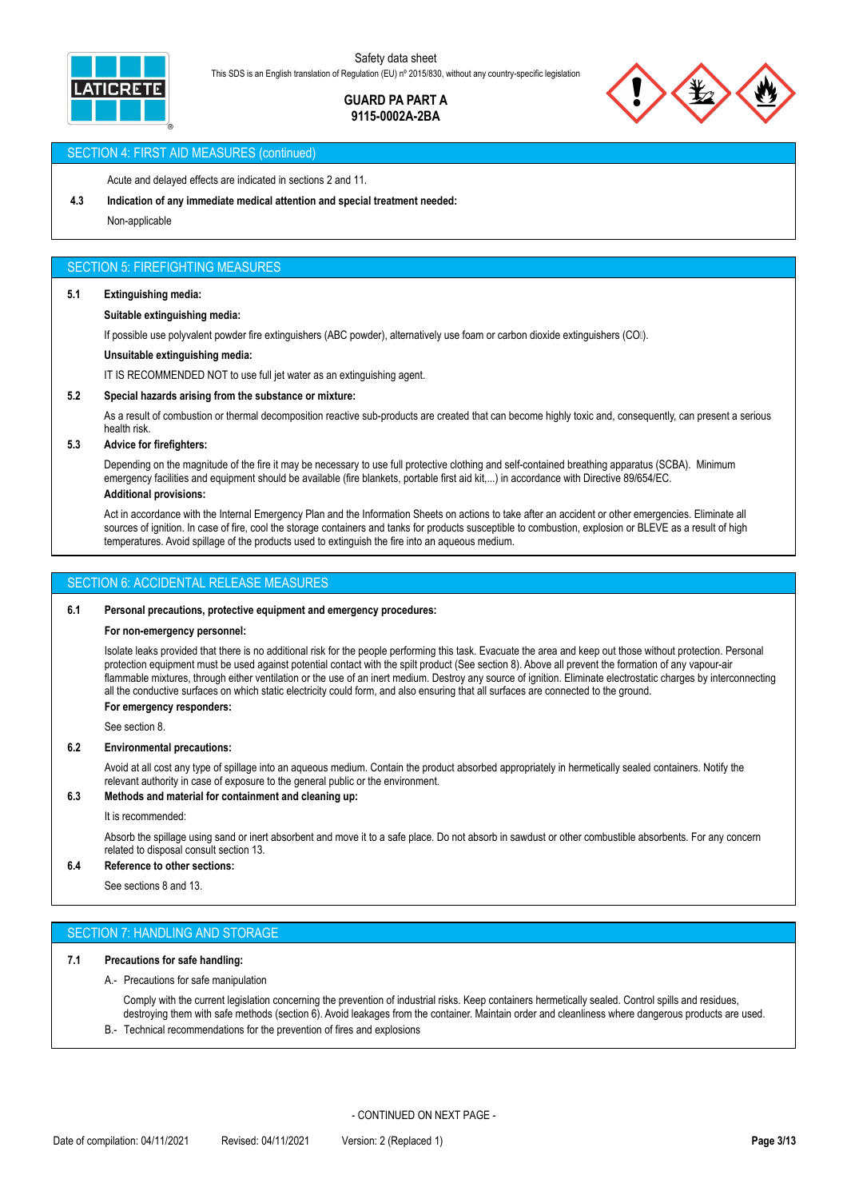## SECTION 4: FIRST AID MEASURES (continued)

Acute and delayed effects are indicated in sections 2 and 11.

**4.3 Indication of any immediate medical attention and special treatment needed:**

Non-applicable

## SECTION 5: FIREFIGHTING MEASURES

**5.1 Extinguishing media:**

**Suitable extinguishing media:**

If possible use polyvalent powder fire extinguishers (ABC powder), alternatively use foam or carbon dioxide extinguishers ($CO_2$).

**Unsuitable extinguishing media:**

IT IS RECOMMENDED NOT to use full jet water as an extinguishing agent.

**5.2 Special hazards arising from the substance or mixture:**

As a result of combustion or thermal decomposition reactive sub-products are created that can become highly toxic and, consequently, can present a serious health risk.

**5.3 Advice for firefighters:**

Depending on the magnitude of the fire it may be necessary to use full protective clothing and self-contained breathing apparatus (SCBA). Minimum emergency facilities and equipment should be available (fire blankets, portable first aid kit,...) in accordance with Directive 89/654/EC.

**Additional provisions:**

Act in accordance with the Internal Emergency Plan and the Information Sheets on actions to take after an accident or other emergencies. Eliminate all sources of ignition. In case of fire, cool the storage containers and tanks for products susceptible to combustion, explosion or BLEVE as a result of high temperatures. Avoid spillage of the products used to extinguish the fire into an aqueous medium.

## SECTION 6: ACCIDENTAL RELEASE MEASURES

**6.1 Personal precautions, protective equipment and emergency procedures:**

**For non-emergency personnel:**

Isolate leaks provided that there is no additional risk for the people performing this task. Evacuate the area and keep out those without protection. Personal protection equipment must be used against potential contact with the spilt product (See section 8). Above all prevent the formation of any vapour-air flammable mixtures, through either ventilation or the use of an inert medium. Destroy any source of ignition. Eliminate electrostatic charges by interconnecting all the conductive surfaces on which static electricity could form, and also ensuring that all surfaces are connected to the ground.

**For emergency responders:**

See section 8.

**6.2 Environmental precautions:**

Avoid at all cost any type of spillage into an aqueous medium. Contain the product absorbed appropriately in hermetically sealed containers. Notify the relevant authority in case of exposure to the general public or the environment.

**6.3 Methods and material for containment and cleaning up:**

It is recommended:

Absorb the spillage using sand or inert absorbent and move it to a safe place. Do not absorb in sawdust or other combustible absorbents. For any concern related to disposal consult section 13.

**6.4 Reference to other sections:**

See sections 8 and 13.

## SECTION 7: HANDLING AND STORAGE

**7.1 Precautions for safe handling:**

A.- Precautions for safe manipulation

Comply with the current legislation concerning the prevention of industrial risks. Keep containers hermetically sealed. Control spills and residues, destroying them with safe methods (section 6). Avoid leakages from the container. Maintain order and cleanliness where dangerous products are used.

B.- Technical recommendations for the prevention of fires and explosions

- CONTINUED ON NEXT PAGE -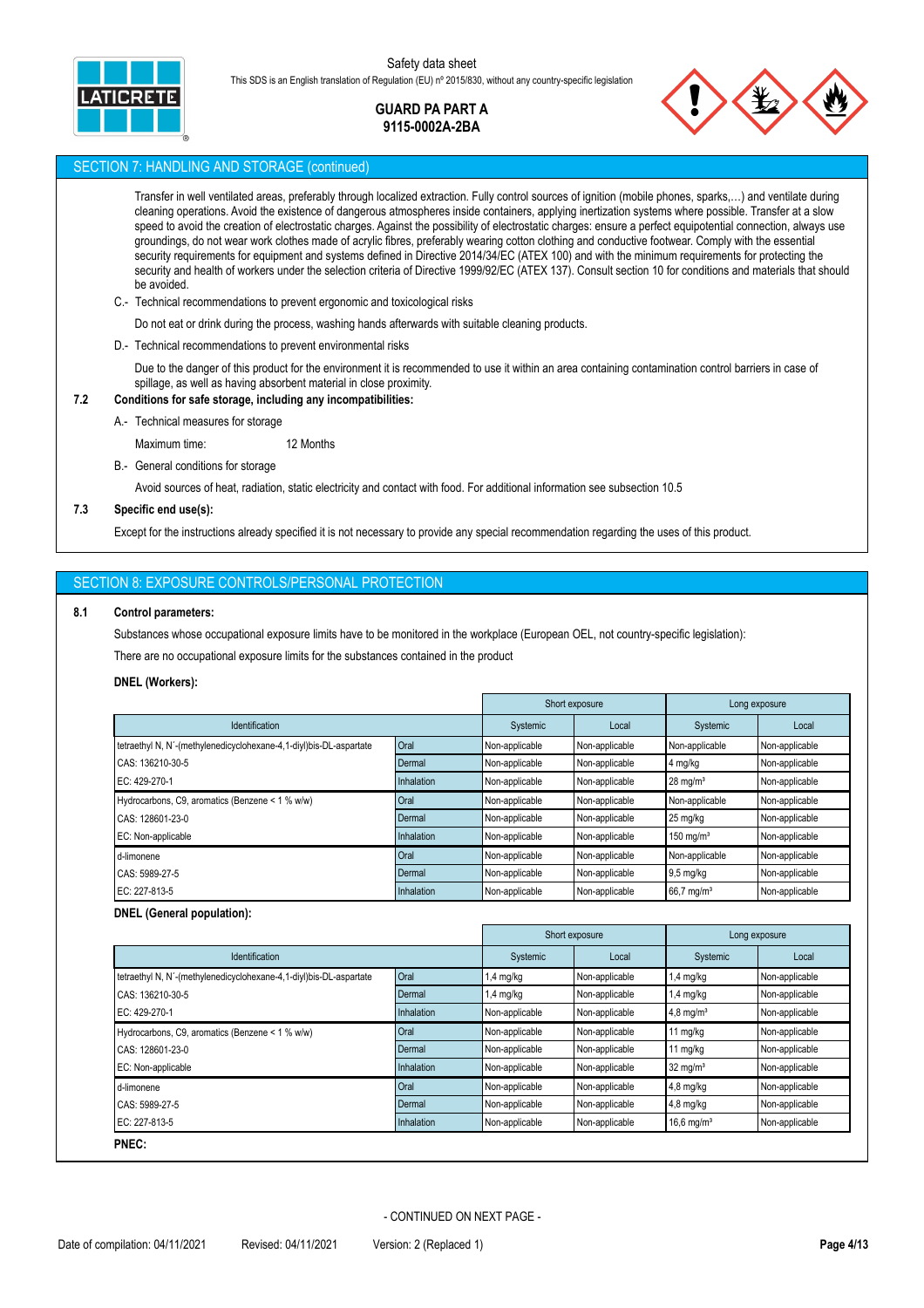## SECTION 7: HANDLING AND STORAGE (continued)

Transfer in well ventilated areas, preferably through localized extraction. Fully control sources of ignition (mobile phones, sparks,…) and ventilate during cleaning operations. Avoid the existence of dangerous atmospheres inside containers, applying inertization systems where possible. Transfer at a slow speed to avoid the creation of electrostatic charges. Against the possibility of electrostatic charges: ensure a perfect equipotential connection, always use groundings, do not wear work clothes made of acrylic fibres, preferably wearing cotton clothing and conductive footwear. Comply with the essential security requirements for equipment and systems defined in Directive 2014/34/EC (ATEX 100) and with the minimum requirements for protecting the security and health of workers under the selection criteria of Directive 1999/92/EC (ATEX 137). Consult section 10 for conditions and materials that should be avoided.

C.- Technical recommendations to prevent ergonomic and toxicological risks

Do not eat or drink during the process, washing hands afterwards with suitable cleaning products.

D.- Technical recommendations to prevent environmental risks

Due to the danger of this product for the environment it is recommended to use it within an area containing contamination control barriers in case of spillage, as well as having absorbent material in close proximity.

**7.2 Conditions for safe storage, including any incompatibilities:**

A.- Technical measures for storage

Maximum time: 12 Months

B.- General conditions for storage

Avoid sources of heat, radiation, static electricity and contact with food. For additional information see subsection 10.5

**7.3 Specific end use(s):**

Except for the instructions already specified it is not necessary to provide any special recommendation regarding the uses of this product.

## SECTION 8: EXPOSURE CONTROLS/PERSONAL PROTECTION

**8.1 Control parameters:**

Substances whose occupational exposure limits have to be monitored in the workplace (European OEL, not country-specific legislation):

There are no occupational exposure limits for the substances contained in the product

**DNEL (Workers):**

| Identification | | Short exposure | | Long exposure | |
|---|---|---|---|---|---|
| | | Systemic | Local | Systemic | Local |
| tetraethyl N, N´-(methylenedicyclohexane-4,1-diyl)bis-DL-aspartate | Oral | Non-applicable | Non-applicable | Non-applicable | Non-applicable |
| CAS: 136210-30-5 | Dermal | Non-applicable | Non-applicable | 4 mg/kg | Non-applicable |
| EC: 429-270-1 | Inhalation | Non-applicable | Non-applicable | 28 mg/m³ | Non-applicable |
| Hydrocarbons, C9, aromatics (Benzene < 1 % w/w) | Oral | Non-applicable | Non-applicable | Non-applicable | Non-applicable |
| CAS: 128601-23-0 | Dermal | Non-applicable | Non-applicable | 25 mg/kg | Non-applicable |
| EC: Non-applicable | Inhalation | Non-applicable | Non-applicable | 150 mg/m³ | Non-applicable |
| d-limonene | Oral | Non-applicable | Non-applicable | Non-applicable | Non-applicable |
| CAS: 5989-27-5 | Dermal | Non-applicable | Non-applicable | 9,5 mg/kg | Non-applicable |
| EC: 227-813-5 | Inhalation | Non-applicable | Non-applicable | 66,7 mg/m³ | Non-applicable |

**DNEL (General population):**

| Identification | | Short exposure | | Long exposure | |
|---|---|---|---|---|---|
| | | Systemic | Local | Systemic | Local |
| tetraethyl N, N´-(methylenedicyclohexane-4,1-diyl)bis-DL-aspartate | Oral | 1,4 mg/kg | Non-applicable | 1,4 mg/kg | Non-applicable |
| CAS: 136210-30-5 | Dermal | 1,4 mg/kg | Non-applicable | 1,4 mg/kg | Non-applicable |
| EC: 429-270-1 | Inhalation | Non-applicable | Non-applicable | 4,8 mg/m³ | Non-applicable |
| Hydrocarbons, C9, aromatics (Benzene < 1 % w/w) | Oral | Non-applicable | Non-applicable | 11 mg/kg | Non-applicable |
| CAS: 128601-23-0 | Dermal | Non-applicable | Non-applicable | 11 mg/kg | Non-applicable |
| EC: Non-applicable | Inhalation | Non-applicable | Non-applicable | 32 mg/m³ | Non-applicable |
| d-limonene | Oral | Non-applicable | Non-applicable | 4,8 mg/kg | Non-applicable |
| CAS: 5989-27-5 | Dermal | Non-applicable | Non-applicable | 4,8 mg/kg | Non-applicable |
| EC: 227-813-5 | Inhalation | Non-applicable | Non-applicable | 16,6 mg/m³ | Non-applicable |

**PNEC:**

- CONTINUED ON NEXT PAGE -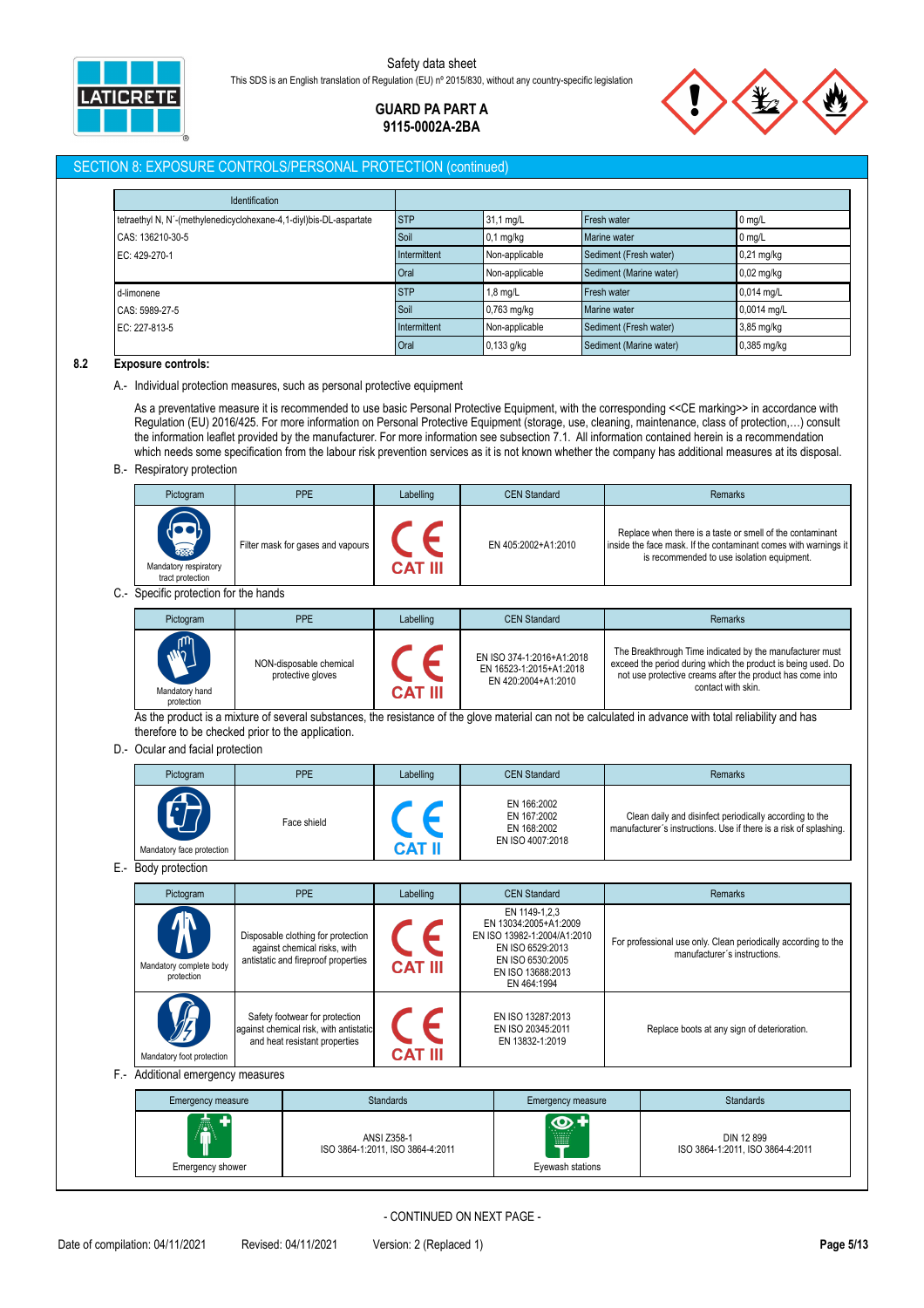## SECTION 8: EXPOSURE CONTROLS/PERSONAL PROTECTION (continued)

| Identification | | | | |
|---|---|---|---|---|
| tetraethyl N, N´-(methylenedicyclohexane-4,1-diyl)bis-DL-aspartate | STP | 31,1 mg/L | Fresh water | 0 mg/L |
| CAS: 136210-30-5 | Soil | 0,1 mg/kg | Marine water | 0 mg/L |
| EC: 429-270-1 | Intermittent | Non-applicable | Sediment (Fresh water) | 0,21 mg/kg |
| | Oral | Non-applicable | Sediment (Marine water) | 0,02 mg/kg |
| d-limonene | STP | 1,8 mg/L | Fresh water | 0,014 mg/L |
| CAS: 5989-27-5 | Soil | 0,763 mg/kg | Marine water | 0,0014 mg/L |
| EC: 227-813-5 | Intermittent | Non-applicable | Sediment (Fresh water) | 3,85 mg/kg |
| | Oral | 0,133 g/kg | Sediment (Marine water) | 0,385 mg/kg |

### 8.2 Exposure controls:

A.- Individual protection measures, such as personal protective equipment

As a preventative measure it is recommended to use basic Personal Protective Equipment, with the corresponding <<CE marking>> in accordance with Regulation (EU) 2016/425. For more information on Personal Protective Equipment (storage, use, cleaning, maintenance, class of protection,…) consult the information leaflet provided by the manufacturer. For more information see subsection 7.1. All information contained herein is a recommendation which needs some specification from the labour risk prevention services as it is not known whether the company has additional measures at its disposal.

B.- Respiratory protection

| Pictogram | PPE | Labelling | CEN Standard | Remarks |
|---|---|---|---|---|
| Mandatory respiratory tract protection | Filter mask for gases and vapours | CE CAT III | EN 405:2002+A1:2010 | Replace when there is a taste or smell of the contaminant inside the face mask. If the contaminant comes with warnings it is recommended to use isolation equipment. |

C.- Specific protection for the hands

| Pictogram | PPE | Labelling | CEN Standard | Remarks |
|---|---|---|---|---|
| Mandatory hand protection | NON-disposable chemical protective gloves | CE CAT III | EN ISO 374-1:2016+A1:2018<br>EN 16523-1:2015+A1:2018<br>EN 420:2004+A1:2010 | The Breakthrough Time indicated by the manufacturer must exceed the period during which the product is being used. Do not use protective creams after the product has come into contact with skin. |

As the product is a mixture of several substances, the resistance of the glove material can not be calculated in advance with total reliability and has therefore to be checked prior to the application.

D.- Ocular and facial protection

| Pictogram | PPE | Labelling | CEN Standard | Remarks |
|---|---|---|---|---|
| Mandatory face protection | Face shield | CE CAT II | EN 166:2002<br>EN 167:2002<br>EN 168:2002<br>EN ISO 4007:2018 | Clean daily and disinfect periodically according to the manufacturer´s instructions. Use if there is a risk of splashing. |

E.- Body protection

| Pictogram | PPE | Labelling | CEN Standard | Remarks |
|---|---|---|---|---|
| Mandatory complete body protection | Disposable clothing for protection against chemical risks, with antistatic and fireproof properties | CE CAT III | EN 1149-1,2,3<br>EN 13034:2005+A1:2009<br>EN ISO 13982-1:2004/A1:2010<br>EN ISO 6529:2013<br>EN ISO 6530:2005<br>EN ISO 13688:2013<br>EN 464:1994 | For professional use only. Clean periodically according to the manufacturer´s instructions. |
| Mandatory foot protection | Safety footwear for protection against chemical risk, with antistatic and heat resistant properties | CE CAT III | EN ISO 13287:2013<br>EN ISO 20345:2011<br>EN 13832-1:2019 | Replace boots at any sign of deterioration. |

F.- Additional emergency measures

| Emergency measure | Standards | Emergency measure | Standards |
|---|---|---|---|
| Emergency shower | ANSI Z358-1<br>ISO 3864-1:2011, ISO 3864-4:2011 | Eyewash stations | DIN 12 899<br>ISO 3864-1:2011, ISO 3864-4:2011 |

- CONTINUED ON NEXT PAGE -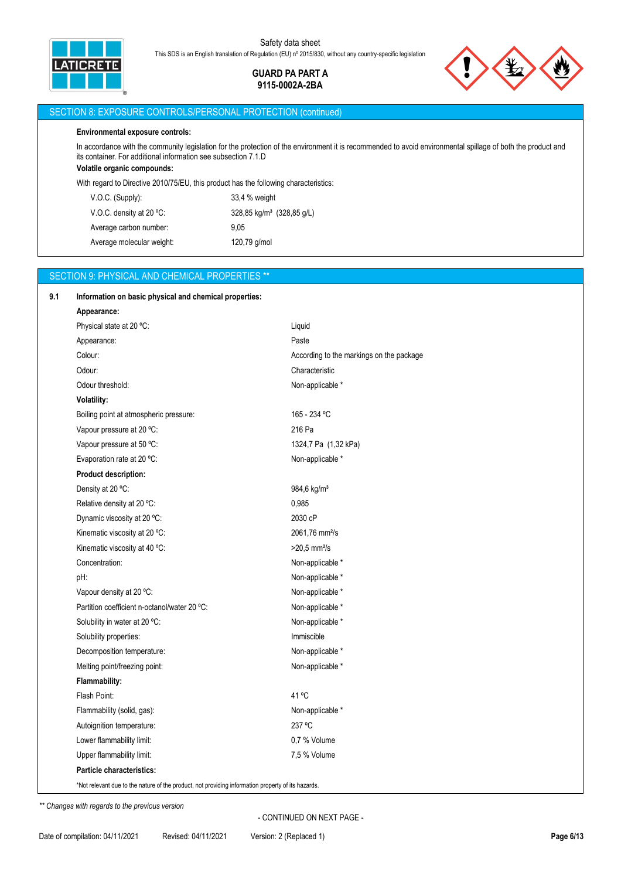## SECTION 8: EXPOSURE CONTROLS/PERSONAL PROTECTION (continued)

**Environmental exposure controls:**

In accordance with the community legislation for the protection of the environment it is recommended to avoid environmental spillage of both the product and its container. For additional information see subsection 7.1.D

**Volatile organic compounds:**

With regard to Directive 2010/75/EU, this product has the following characteristics:

| | |
|---|---|
| V.O.C. (Supply): | 33,4 % weight |
| V.O.C. density at 20 ºC: | 328,85 kg/m³ (328,85 g/L) |
| Average carbon number: | 9,05 |
| Average molecular weight: | 120,79 g/mol |

## SECTION 9: PHYSICAL AND CHEMICAL PROPERTIES **

**9.1 Information on basic physical and chemical properties:**

**Appearance:**

| | |
|---|---|
| Physical state at 20 ºC: | Liquid |
| Appearance: | Paste |
| Colour: | According to the markings on the package |
| Odour: | Characteristic |
| Odour threshold: | Non-applicable * |

**Volatility:**

| | |
|---|---|
| Boiling point at atmospheric pressure: | 165 - 234 ºC |
| Vapour pressure at 20 ºC: | 216 Pa |
| Vapour pressure at 50 ºC: | 1324,7 Pa (1,32 kPa) |
| Evaporation rate at 20 ºC: | Non-applicable * |

**Product description:**

| | |
|---|---|
| Density at 20 ºC: | 984,6 kg/m³ |
| Relative density at 20 ºC: | 0,985 |
| Dynamic viscosity at 20 ºC: | 2030 cP |
| Kinematic viscosity at 20 ºC: | 2061,76 mm²/s |
| Kinematic viscosity at 40 ºC: | >20,5 mm²/s |
| Concentration: | Non-applicable * |
| pH: | Non-applicable * |
| Vapour density at 20 ºC: | Non-applicable * |
| Partition coefficient n-octanol/water 20 ºC: | Non-applicable * |
| Solubility in water at 20 ºC: | Non-applicable * |
| Solubility properties: | Immiscible |
| Decomposition temperature: | Non-applicable * |
| Melting point/freezing point: | Non-applicable * |

**Flammability:**

| | |
|---|---|
| Flash Point: | 41 ºC |
| Flammability (solid, gas): | Non-applicable * |
| Autoignition temperature: | 237 ºC |
| Lower flammability limit: | 0,7 % Volume |
| Upper flammability limit: | 7,5 % Volume |

**Particle characteristics:**

*Not relevant due to the nature of the product, not providing information property of its hazards.

*** Changes with regards to the previous version*

- CONTINUED ON NEXT PAGE -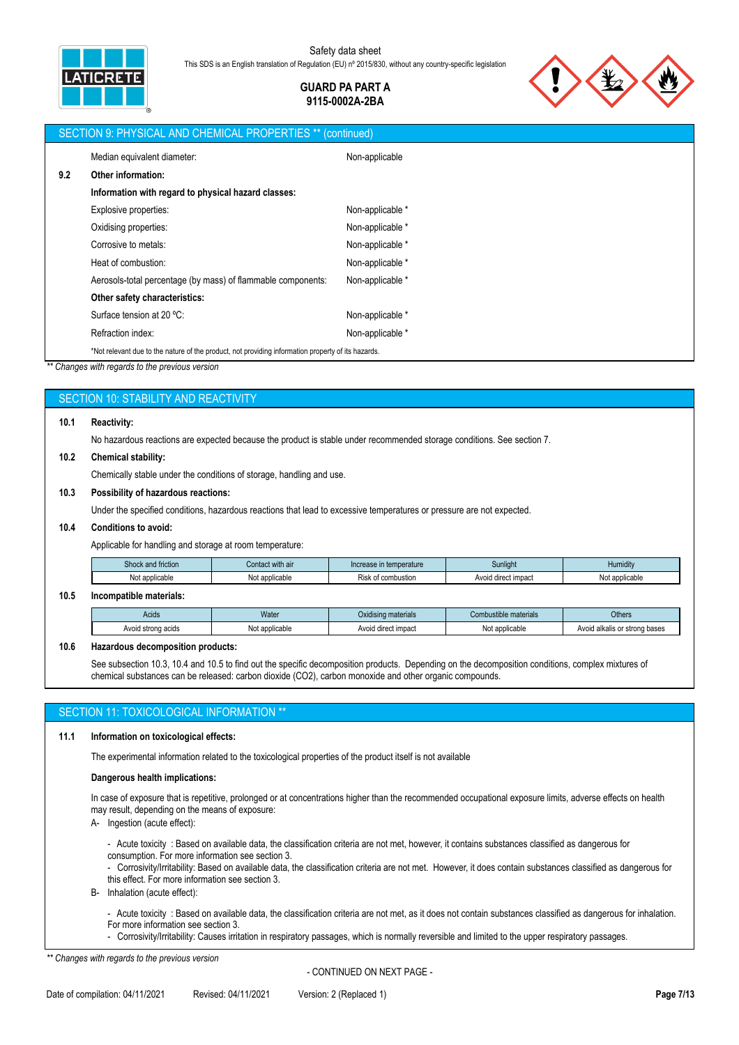## SECTION 9: PHYSICAL AND CHEMICAL PROPERTIES ** (continued)

Median equivalent diameter: Non-applicable

**9.2 Other information:**

**Information with regard to physical hazard classes:**

Explosive properties: Non-applicable *

Oxidising properties: Non-applicable *

Corrosive to metals: Non-applicable *

Heat of combustion: Non-applicable *

Aerosols-total percentage (by mass) of flammable components: Non-applicable *

**Other safety characteristics:**

Surface tension at 20 ºC: Non-applicable *

Refraction index: Non-applicable *

*Not relevant due to the nature of the product, not providing information property of its hazards.

*** Changes with regards to the previous version*

## SECTION 10: STABILITY AND REACTIVITY

**10.1 Reactivity:**

No hazardous reactions are expected because the product is stable under recommended storage conditions. See section 7.

**10.2 Chemical stability:**

Chemically stable under the conditions of storage, handling and use.

**10.3 Possibility of hazardous reactions:**

Under the specified conditions, hazardous reactions that lead to excessive temperatures or pressure are not expected.

**10.4 Conditions to avoid:**

Applicable for handling and storage at room temperature:

| Shock and friction | Contact with air | Increase in temperature | Sunlight | Humidity |
|---|---|---|---|---|
| Not applicable | Not applicable | Risk of combustion | Avoid direct impact | Not applicable |

**10.5 Incompatible materials:**

| Acids | Water | Oxidising materials | Combustible materials | Others |
|---|---|---|---|---|
| Avoid strong acids | Not applicable | Avoid direct impact | Not applicable | Avoid alkalis or strong bases |

**10.6 Hazardous decomposition products:**

See subsection 10.3, 10.4 and 10.5 to find out the specific decomposition products. Depending on the decomposition conditions, complex mixtures of chemical substances can be released: carbon dioxide ($CO_2$), carbon monoxide and other organic compounds.

## SECTION 11: TOXICOLOGICAL INFORMATION **

**11.1 Information on toxicological effects:**

The experimental information related to the toxicological properties of the product itself is not available

**Dangerous health implications:**

In case of exposure that is repetitive, prolonged or at concentrations higher than the recommended occupational exposure limits, adverse effects on health may result, depending on the means of exposure:

A- Ingestion (acute effect):

- Acute toxicity : Based on available data, the classification criteria are not met, however, it contains substances classified as dangerous for consumption. For more information see section 3.
- Corrosivity/Irritability: Based on available data, the classification criteria are not met. However, it does contain substances classified as dangerous for this effect. For more information see section 3.

B- Inhalation (acute effect):

- Acute toxicity : Based on available data, the classification criteria are not met, as it does not contain substances classified as dangerous for inhalation. For more information see section 3.
- Corrosivity/Irritability: Causes irritation in respiratory passages, which is normally reversible and limited to the upper respiratory passages.

*** Changes with regards to the previous version*

- CONTINUED ON NEXT PAGE -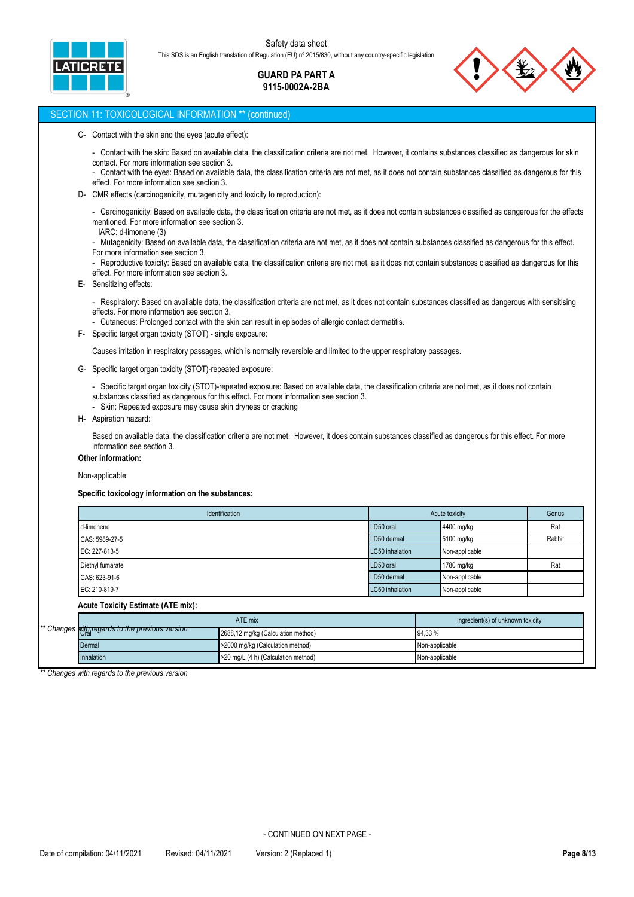## SECTION 11: TOXICOLOGICAL INFORMATION ** (continued)

C- Contact with the skin and the eyes (acute effect):

- Contact with the skin: Based on available data, the classification criteria are not met. However, it contains substances classified as dangerous for skin contact. For more information see section 3.
- Contact with the eyes: Based on available data, the classification criteria are not met, as it does not contain substances classified as dangerous for this effect. For more information see section 3.

D- CMR effects (carcinogenicity, mutagenicity and toxicity to reproduction):

- Carcinogenicity: Based on available data, the classification criteria are not met, as it does not contain substances classified as dangerous for the effects mentioned. For more information see section 3.
  IARC: d-limonene (3)
- Mutagenicity: Based on available data, the classification criteria are not met, as it does not contain substances classified as dangerous for this effect. For more information see section 3.
- Reproductive toxicity: Based on available data, the classification criteria are not met, as it does not contain substances classified as dangerous for this effect. For more information see section 3.

E- Sensitizing effects:

- Respiratory: Based on available data, the classification criteria are not met, as it does not contain substances classified as dangerous with sensitising effects. For more information see section 3.
- Cutaneous: Prolonged contact with the skin can result in episodes of allergic contact dermatitis.

F- Specific target organ toxicity (STOT) - single exposure:

Causes irritation in respiratory passages, which is normally reversible and limited to the upper respiratory passages.

G- Specific target organ toxicity (STOT)-repeated exposure:

- Specific target organ toxicity (STOT)-repeated exposure: Based on available data, the classification criteria are not met, as it does not contain substances classified as dangerous for this effect. For more information see section 3.
- Skin: Repeated exposure may cause skin dryness or cracking

H- Aspiration hazard:

Based on available data, the classification criteria are not met. However, it does contain substances classified as dangerous for this effect. For more information see section 3.

**Other information:**

Non-applicable

**Specific toxicology information on the substances:**

| Identification | Acute toxicity | | Genus |
|---|---|---|---|
| d-limonene | LD50 oral | 4400 mg/kg | Rat |
| CAS: 5989-27-5 | LD50 dermal | 5100 mg/kg | Rabbit |
| EC: 227-813-5 | LC50 inhalation | Non-applicable | |
| Diethyl fumarate | LD50 oral | 1780 mg/kg | Rat |
| CAS: 623-91-6 | LD50 dermal | Non-applicable | |
| EC: 210-819-7 | LC50 inhalation | Non-applicable | |

**Acute Toxicity Estimate (ATE mix):**

| ATE mix | | Ingredient(s) of unknown toxicity |
|---|---|---|
| Oral | 2688,12 mg/kg (Calculation method) | 94,33 % |
| Dermal | >2000 mg/kg (Calculation method) | Non-applicable |
| Inhalation | >20 mg/L (4 h) (Calculation method) | Non-applicable |

*** Changes with regards to the previous version*

- CONTINUED ON NEXT PAGE -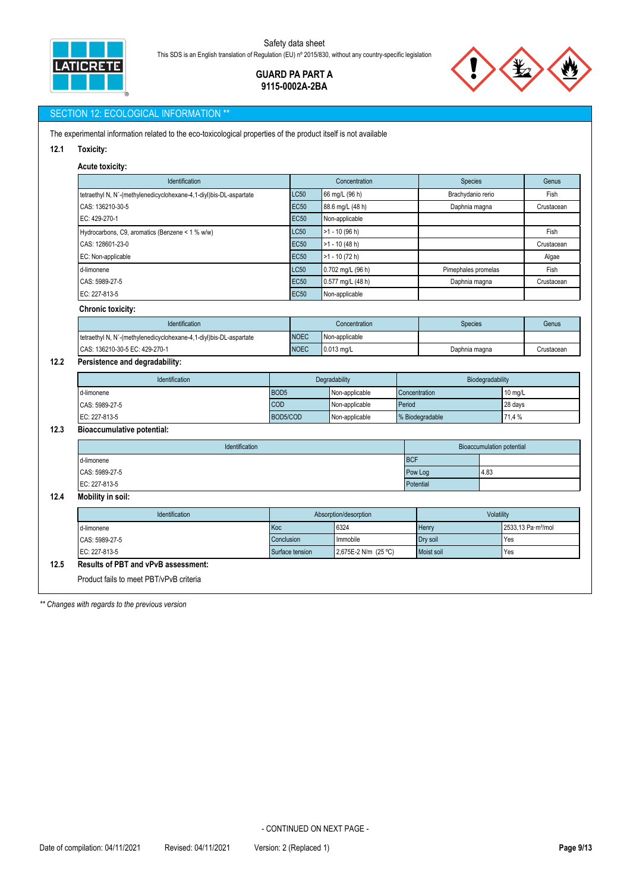## SECTION 12: ECOLOGICAL INFORMATION **

The experimental information related to the eco-toxicological properties of the product itself is not available

### 12.1 Toxicity:

**Acute toxicity:**

| Identification | Concentration | | Species | Genus |
|---|---|---|---|---|
| tetraethyl N, N´-(methylenedicyclohexane-4,1-diyl)bis-DL-aspartate | LC50 | 66 mg/L (96 h) | Brachydanio rerio | Fish |
| CAS: 136210-30-5 | EC50 | 88.6 mg/L (48 h) | Daphnia magna | Crustacean |
| EC: 429-270-1 | EC50 | Non-applicable | | |
| Hydrocarbons, C9, aromatics (Benzene < 1 % w/w) | LC50 | >1 - 10 (96 h) | | Fish |
| CAS: 128601-23-0 | EC50 | >1 - 10 (48 h) | | Crustacean |
| EC: Non-applicable | EC50 | >1 - 10 (72 h) | | Algae |
| d-limonene | LC50 | 0.702 mg/L (96 h) | Pimephales promelas | Fish |
| CAS: 5989-27-5 | EC50 | 0.577 mg/L (48 h) | Daphnia magna | Crustacean |
| EC: 227-813-5 | EC50 | Non-applicable | | |

**Chronic toxicity:**

| Identification | Concentration | | Species | Genus |
|---|---|---|---|---|
| tetraethyl N, N´-(methylenedicyclohexane-4,1-diyl)bis-DL-aspartate | NOEC | Non-applicable | | |
| CAS: 136210-30-5 EC: 429-270-1 | NOEC | 0.013 mg/L | Daphnia magna | Crustacean |

### 12.2 Persistence and degradability:

| Identification | Degradability | | Biodegradability | |
|---|---|---|---|---|
| d-limonene | BOD5 | Non-applicable | Concentration | 10 mg/L |
| CAS: 5989-27-5 | COD | Non-applicable | Period | 28 days |
| EC: 227-813-5 | BOD5/COD | Non-applicable | % Biodegradable | 71,4 % |

### 12.3 Bioaccumulative potential:

| Identification | Bioaccumulation potential | |
|---|---|---|
| d-limonene | BCF | |
| CAS: 5989-27-5 | Pow Log | 4.83 |
| EC: 227-813-5 | Potential | |

### 12.4 Mobility in soil:

| Identification | Absorption/desorption | | Volatility | |
|---|---|---|---|---|
| d-limonene | Koc | 6324 | Henry | 2533,13 Pa·m³/mol |
| CAS: 5989-27-5 | Conclusion | Immobile | Dry soil | Yes |
| EC: 227-813-5 | Surface tension | 2,675E-2 N/m (25 ºC) | Moist soil | Yes |

### 12.5 Results of PBT and vPvB assessment:

Product fails to meet PBT/vPvB criteria

*** Changes with regards to the previous version*

- CONTINUED ON NEXT PAGE -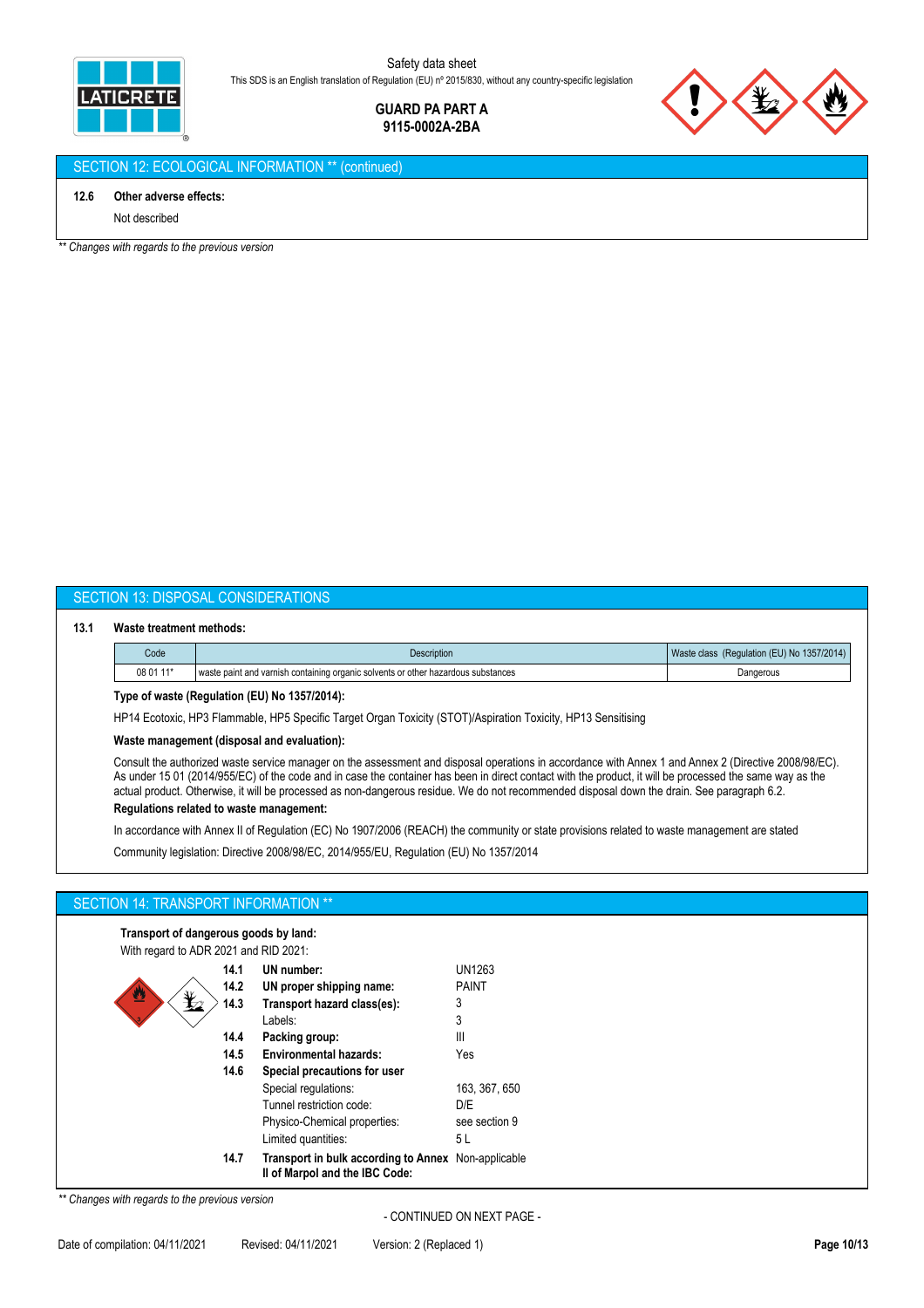## SECTION 12: ECOLOGICAL INFORMATION ** (continued)

**12.6 Other adverse effects:**

Not described

*** Changes with regards to the previous version*

## SECTION 13: DISPOSAL CONSIDERATIONS

**13.1 Waste treatment methods:**

| Code | Description | Waste class (Regulation (EU) No 1357/2014) |
|---|---|---|
| 08 01 11* | waste paint and varnish containing organic solvents or other hazardous substances | Dangerous |

**Type of waste (Regulation (EU) No 1357/2014):**

HP14 Ecotoxic, HP3 Flammable, HP5 Specific Target Organ Toxicity (STOT)/Aspiration Toxicity, HP13 Sensitising

**Waste management (disposal and evaluation):**

Consult the authorized waste service manager on the assessment and disposal operations in accordance with Annex 1 and Annex 2 (Directive 2008/98/EC). As under 15 01 (2014/955/EC) of the code and in case the container has been in direct contact with the product, it will be processed the same way as the actual product. Otherwise, it will be processed as non-dangerous residue. We do not recommended disposal down the drain. See paragraph 6.2.

**Regulations related to waste management:**

In accordance with Annex II of Regulation (EC) No 1907/2006 (REACH) the community or state provisions related to waste management are stated

Community legislation: Directive 2008/98/EC, 2014/955/EU, Regulation (EU) No 1357/2014

## SECTION 14: TRANSPORT INFORMATION **

**Transport of dangerous goods by land:**

With regard to ADR 2021 and RID 2021:

| | | |
|---|---|---|
| **14.1** | **UN number:** | UN1263 |
| **14.2** | **UN proper shipping name:** | PAINT |
| **14.3** | **Transport hazard class(es):** | 3 |
| | Labels: | 3 |
| **14.4** | **Packing group:** | III |
| **14.5** | **Environmental hazards:** | Yes |
| **14.6** | **Special precautions for user** | |
| | Special regulations: | 163, 367, 650 |
| | Tunnel restriction code: | D/E |
| | Physico-Chemical properties: | see section 9 |
| | Limited quantities: | 5 L |
| **14.7** | **Transport in bulk according to Annex II of Marpol and the IBC Code:** | Non-applicable |

*** Changes with regards to the previous version*

- CONTINUED ON NEXT PAGE -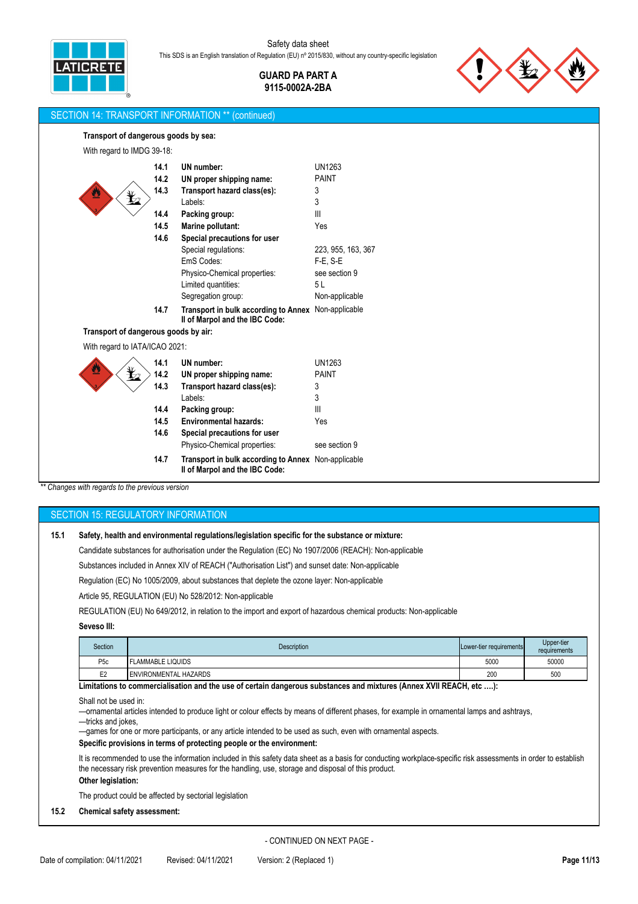## SECTION 14: TRANSPORT INFORMATION ** (continued)

**Transport of dangerous goods by sea:**

With regard to IMDG 39-18:

| | | |
|---|---|---|
| **14.1** | **UN number:** | UN1263 |
| **14.2** | **UN proper shipping name:** | PAINT |
| **14.3** | **Transport hazard class(es):** | 3 |
| | Labels: | 3 |
| **14.4** | **Packing group:** | III |
| **14.5** | **Marine pollutant:** | Yes |
| **14.6** | **Special precautions for user** | |
| | Special regulations: | 223, 955, 163, 367 |
| | EmS Codes: | F-E, S-E |
| | Physico-Chemical properties: | see section 9 |
| | Limited quantities: | 5 L |
| | Segregation group: | Non-applicable |
| **14.7** | **Transport in bulk according to Annex II of Marpol and the IBC Code:** | Non-applicable |

**Transport of dangerous goods by air:**

With regard to IATA/ICAO 2021:

| | | |
|---|---|---|
| **14.1** | **UN number:** | UN1263 |
| **14.2** | **UN proper shipping name:** | PAINT |
| **14.3** | **Transport hazard class(es):** | 3 |
| | Labels: | 3 |
| **14.4** | **Packing group:** | III |
| **14.5** | **Environmental hazards:** | Yes |
| **14.6** | **Special precautions for user** | |
| | Physico-Chemical properties: | see section 9 |
| **14.7** | **Transport in bulk according to Annex II of Marpol and the IBC Code:** | Non-applicable |

*** Changes with regards to the previous version*

## SECTION 15: REGULATORY INFORMATION

**15.1 Safety, health and environmental regulations/legislation specific for the substance or mixture:**

Candidate substances for authorisation under the Regulation (EC) No 1907/2006 (REACH): Non-applicable

Substances included in Annex XIV of REACH ("Authorisation List") and sunset date: Non-applicable

Regulation (EC) No 1005/2009, about substances that deplete the ozone layer: Non-applicable

Article 95, REGULATION (EU) No 528/2012: Non-applicable

REGULATION (EU) No 649/2012, in relation to the import and export of hazardous chemical products: Non-applicable

**Seveso III:**

| Section | Description | Lower-tier requirements | Upper-tier requirements |
|---|---|---|---|
| P5c | FLAMMABLE LIQUIDS | 5000 | 50000 |
| E2 | ENVIRONMENTAL HAZARDS | 200 | 500 |

**Limitations to commercialisation and the use of certain dangerous substances and mixtures (Annex XVII REACH, etc ….):**

Shall not be used in:
—ornamental articles intended to produce light or colour effects by means of different phases, for example in ornamental lamps and ashtrays,
—tricks and jokes,
—games for one or more participants, or any article intended to be used as such, even with ornamental aspects.

**Specific provisions in terms of protecting people or the environment:**

It is recommended to use the information included in this safety data sheet as a basis for conducting workplace-specific risk assessments in order to establish the necessary risk prevention measures for the handling, use, storage and disposal of this product.

**Other legislation:**

The product could be affected by sectorial legislation

**15.2 Chemical safety assessment:**

- CONTINUED ON NEXT PAGE -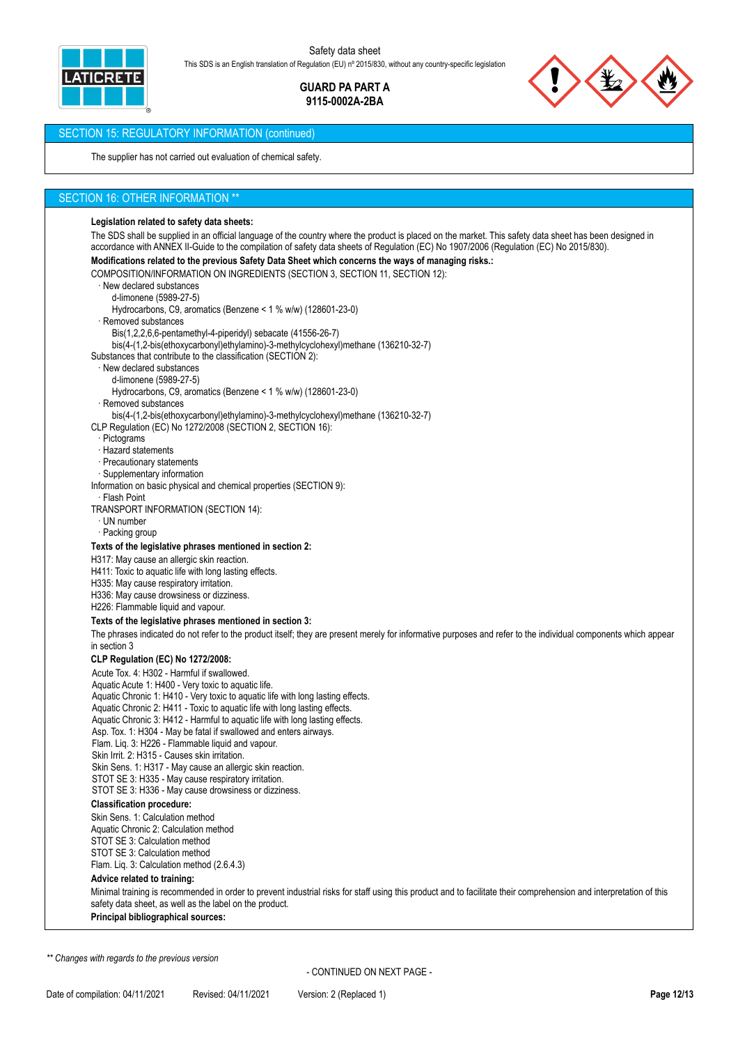## SECTION 15: REGULATORY INFORMATION (continued)

The supplier has not carried out evaluation of chemical safety.

## SECTION 16: OTHER INFORMATION **

**Legislation related to safety data sheets:**

The SDS shall be supplied in an official language of the country where the product is placed on the market. This safety data sheet has been designed in accordance with ANNEX II-Guide to the compilation of safety data sheets of Regulation (EC) No 1907/2006 (Regulation (EC) No 2015/830).

**Modifications related to the previous Safety Data Sheet which concerns the ways of managing risks.:**

COMPOSITION/INFORMATION ON INGREDIENTS (SECTION 3, SECTION 11, SECTION 12):

- New declared substances
  - d-limonene (5989-27-5)
  - Hydrocarbons, C9, aromatics (Benzene < 1 % w/w) (128601-23-0)
- Removed substances
  - Bis(1,2,2,6,6-pentamethyl-4-piperidyl) sebacate (41556-26-7)
  - bis(4-(1,2-bis(ethoxycarbonyl)ethylamino)-3-methylcyclohexyl)methane (136210-32-7)

Substances that contribute to the classification (SECTION 2):

- New declared substances
  - d-limonene (5989-27-5)
  - Hydrocarbons, C9, aromatics (Benzene < 1 % w/w) (128601-23-0)
- Removed substances
  - bis(4-(1,2-bis(ethoxycarbonyl)ethylamino)-3-methylcyclohexyl)methane (136210-32-7)

CLP Regulation (EC) No 1272/2008 (SECTION 2, SECTION 16):

- Pictograms
- Hazard statements
- Precautionary statements
- Supplementary information

Information on basic physical and chemical properties (SECTION 9):

- Flash Point

TRANSPORT INFORMATION (SECTION 14):

- UN number
- Packing group

**Texts of the legislative phrases mentioned in section 2:**

H317: May cause an allergic skin reaction.
H411: Toxic to aquatic life with long lasting effects.
H335: May cause respiratory irritation.
H336: May cause drowsiness or dizziness.
H226: Flammable liquid and vapour.

**Texts of the legislative phrases mentioned in section 3:**

The phrases indicated do not refer to the product itself; they are present merely for informative purposes and refer to the individual components which appear in section 3

**CLP Regulation (EC) No 1272/2008:**

Acute Tox. 4: H302 - Harmful if swallowed.
Aquatic Acute 1: H400 - Very toxic to aquatic life.
Aquatic Chronic 1: H410 - Very toxic to aquatic life with long lasting effects.
Aquatic Chronic 2: H411 - Toxic to aquatic life with long lasting effects.
Aquatic Chronic 3: H412 - Harmful to aquatic life with long lasting effects.
Asp. Tox. 1: H304 - May be fatal if swallowed and enters airways.
Flam. Liq. 3: H226 - Flammable liquid and vapour.
Skin Irrit. 2: H315 - Causes skin irritation.
Skin Sens. 1: H317 - May cause an allergic skin reaction.
STOT SE 3: H335 - May cause respiratory irritation.
STOT SE 3: H336 - May cause drowsiness or dizziness.

**Classification procedure:**

Skin Sens. 1: Calculation method
Aquatic Chronic 2: Calculation method
STOT SE 3: Calculation method
STOT SE 3: Calculation method
Flam. Liq. 3: Calculation method (2.6.4.3)

**Advice related to training:**

Minimal training is recommended in order to prevent industrial risks for staff using this product and to facilitate their comprehension and interpretation of this safety data sheet, as well as the label on the product.

**Principal bibliographical sources:**

*** Changes with regards to the previous version*

- CONTINUED ON NEXT PAGE -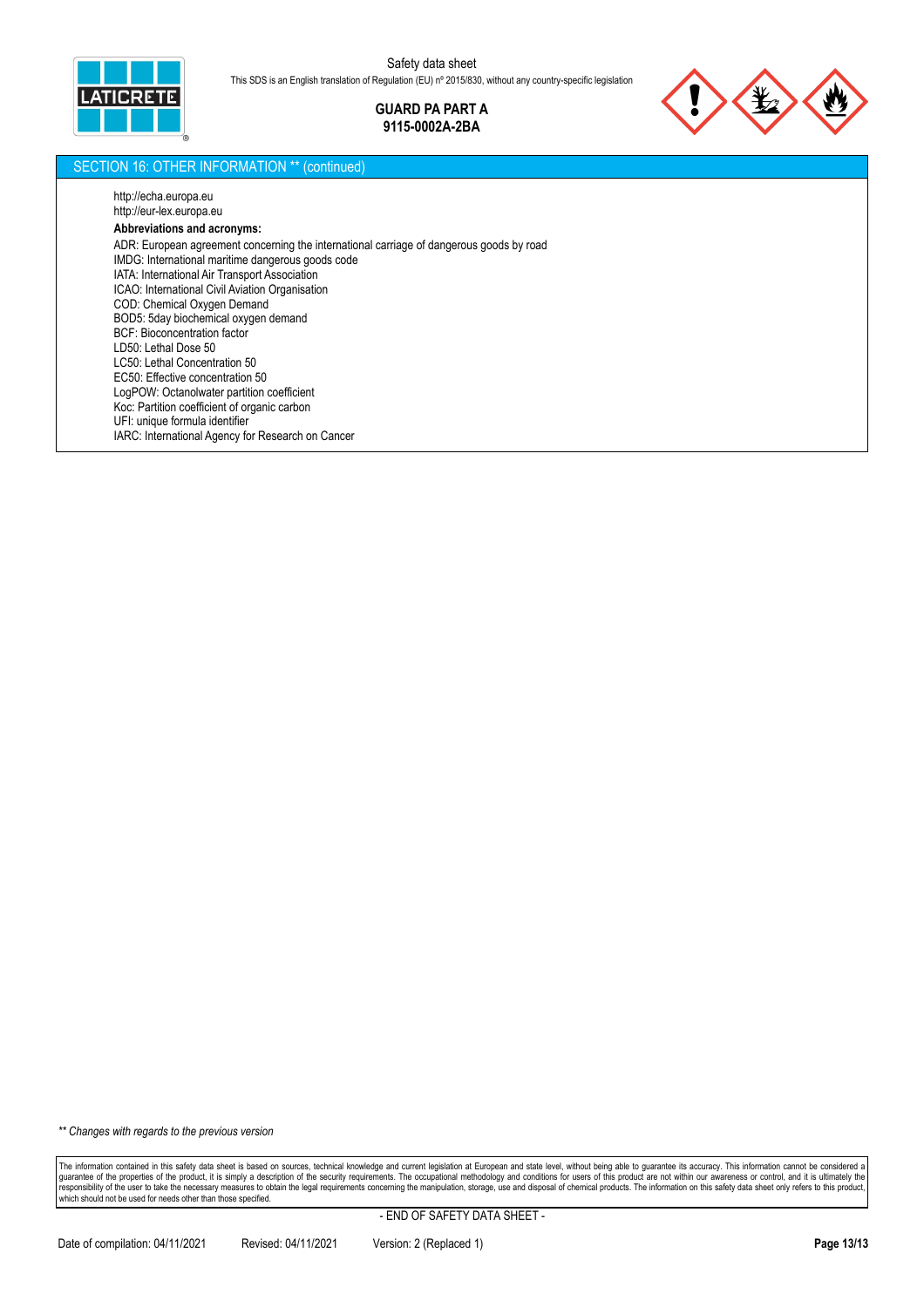## SECTION 16: OTHER INFORMATION ** (continued)

http://echa.europa.eu
http://eur-lex.europa.eu

**Abbreviations and acronyms:**

ADR: European agreement concerning the international carriage of dangerous goods by road
IMDG: International maritime dangerous goods code
IATA: International Air Transport Association
ICAO: International Civil Aviation Organisation
COD: Chemical Oxygen Demand
BOD5: 5day biochemical oxygen demand
BCF: Bioconcentration factor
LD50: Lethal Dose 50
LC50: Lethal Concentration 50
EC50: Effective concentration 50
LogPOW: Octanolwater partition coefficient
Koc: Partition coefficient of organic carbon
UFI: unique formula identifier
IARC: International Agency for Research on Cancer

*** Changes with regards to the previous version*

The information contained in this safety data sheet is based on sources, technical knowledge and current legislation at European and state level, without being able to guarantee its accuracy. This information cannot be considered a guarantee of the properties of the product, it is simply a description of the security requirements. The occupational methodology and conditions for users of this product are not within our awareness or control, and it is ultimately the responsibility of the user to take the necessary measures to obtain the legal requirements concerning the manipulation, storage, use and disposal of chemical products. The information on this safety data sheet only refers to this product, which should not be used for needs other than those specified.

- END OF SAFETY DATA SHEET -